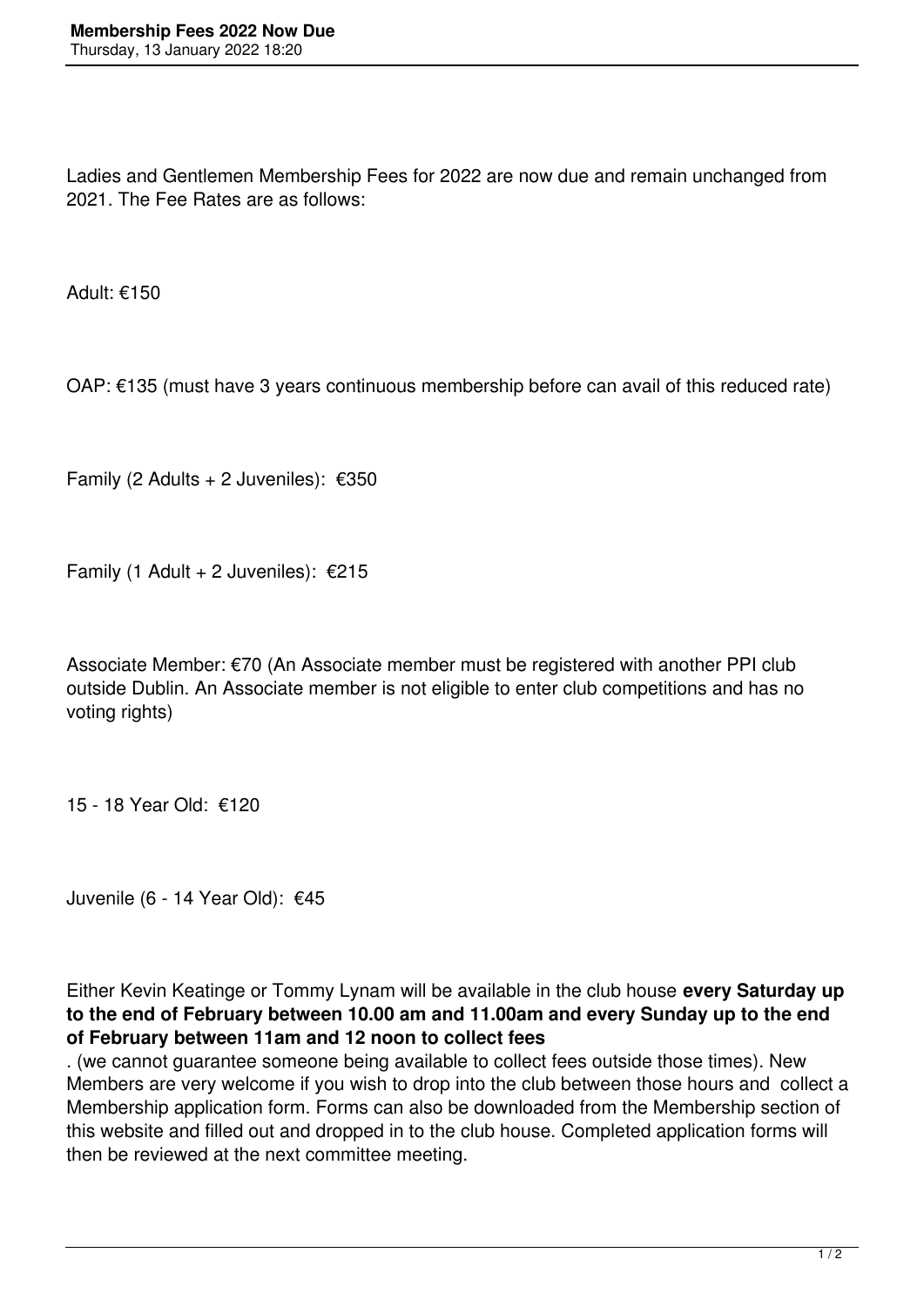Ladies and Gentlemen Membership Fees for 2022 are now due and remain unchanged from 2021. The Fee Rates are as follows:

Adult: €150

OAP: €135 (must have 3 years continuous membership before can avail of this reduced rate)

Family (2 Adults + 2 Juveniles): €350

Family (1 Adult + 2 Juveniles): €215

Associate Member: €70 (An Associate member must be registered with another PPI club outside Dublin. An Associate member is not eligible to enter club competitions and has no voting rights)

15 - 18 Year Old: €120

Juvenile (6 - 14 Year Old): €45

Either Kevin Keatinge or Tommy Lynam will be available in the club house **every Saturday up to the end of February between 10.00 am and 11.00am and every Sunday up to the end of February between 11am and 12 noon to collect fees**

. (we cannot guarantee someone being available to collect fees outside those times). New Members are very welcome if you wish to drop into the club between those hours and collect a Membership application form. Forms can also be downloaded from the Membership section of this website and filled out and dropped in to the club house. Completed application forms will then be reviewed at the next committee meeting.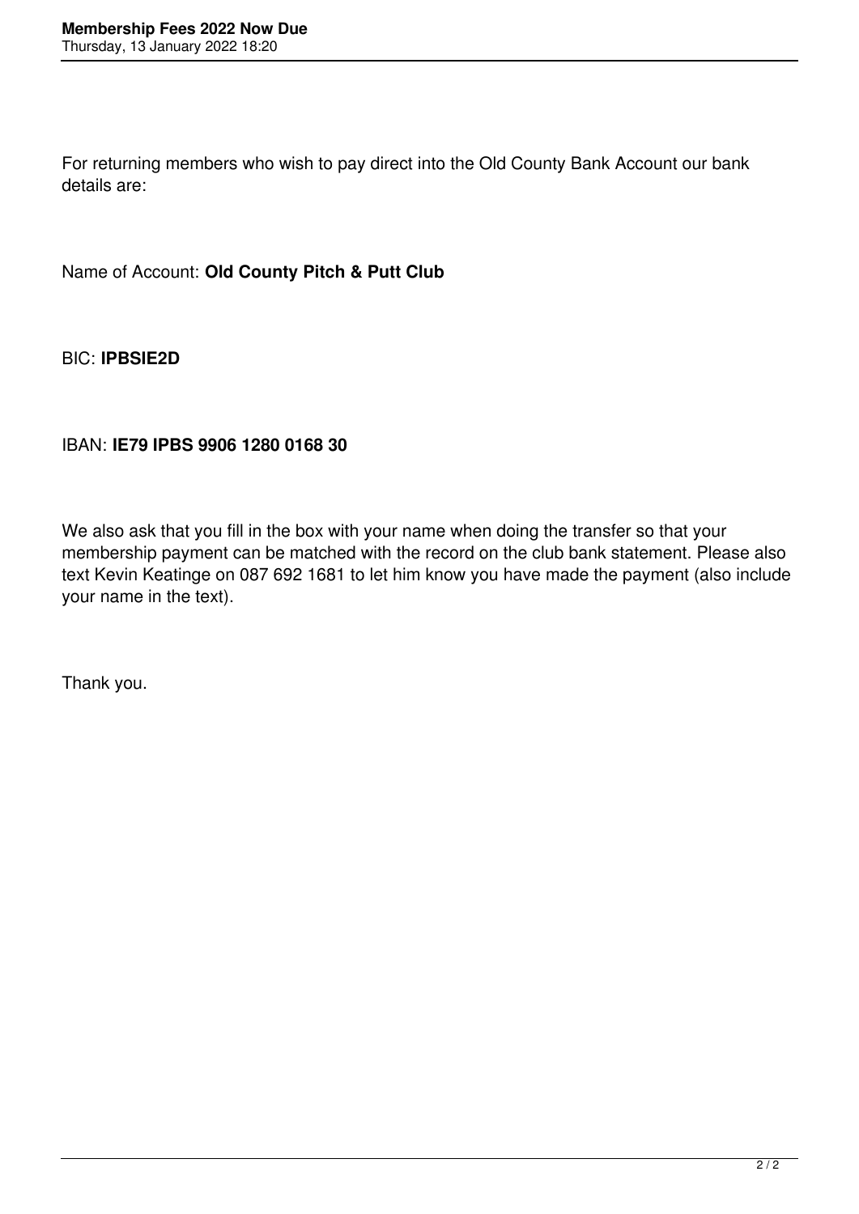For returning members who wish to pay direct into the Old County Bank Account our bank details are:

Name of Account: **Old County Pitch & Putt Club**

BIC: **IPBSIE2D**

IBAN: **IE79 IPBS 9906 1280 0168 30**

We also ask that you fill in the box with your name when doing the transfer so that your membership payment can be matched with the record on the club bank statement. Please also text Kevin Keatinge on 087 692 1681 to let him know you have made the payment (also include your name in the text).

Thank you.